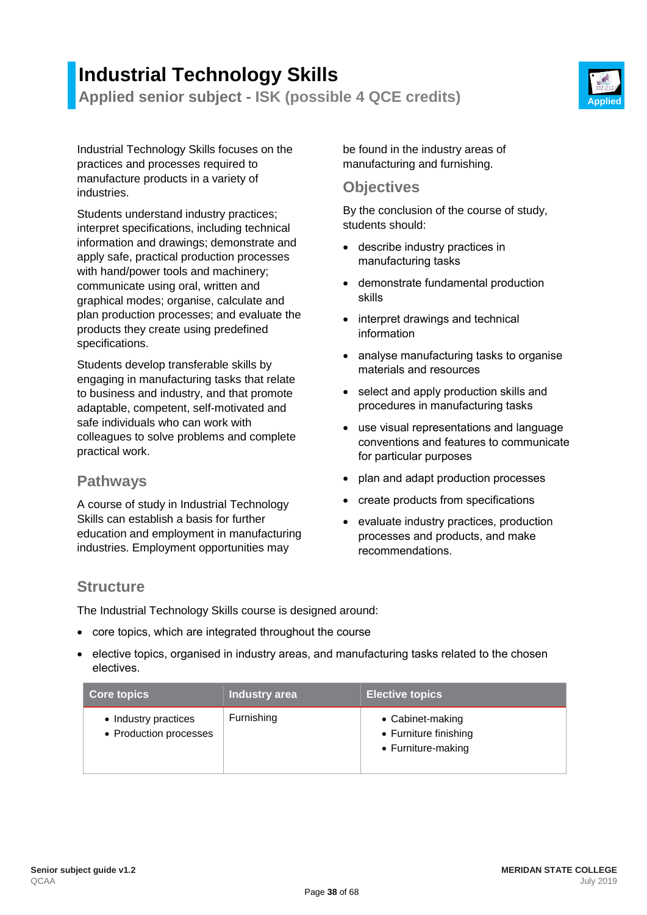# Industrial Technology Skills

**Applied senior subject - ISK (possible 4 QCE credits)**

Applied

Industrial Technology Skills focuses on the practices and processes required to manufacture products in a variety of industries.

Students understand industry practices; interpret specifications, including technical information and drawings; demonstrate and apply safe, practical production processes with hand/power tools and machinery; communicate using oral, written and graphical modes; organise, calculate and plan production processes; and evaluate the products they create using predefined specifications.

Students develop transferable skills by engaging in manufacturing tasks that relate to business and industry, and that promote adaptable, competent, self-motivated and safe individuals who can work with colleagues to solve problems and complete practical work.

## Pathways

A course of study in Industrial Technology Skills can establish a basis for further education and employment in manufacturing industries. Employment opportunities may be found in the industry areas of manufacturing and furnishing.

## Objectives

By the conclusion of the course of study, students should:

- describe industry practices in manufacturing tasks
- demonstrate fundamental production skills
- interpret drawings and technical information
- analyse manufacturing tasks to organise materials and resources
- select and apply production skills and procedures in manufacturing tasks
- use visual representations and language conventions and features to communicate for particular purposes
- plan and adapt production processes
- create products from specifications
- evaluate industry practices, production processes and products, and make recommendations.

## Structure

The Industrial Technology Skills course is designed around:

- core topics, which are integrated throughout the course
- elective topics, organised in industry areas, and manufacturing tasks related to the chosen electives.

| Core topics | Industry area | Elective topics |
|---|---|---|
| • Industry practices<br>• Production processes | Furnishing | • Cabinet-making<br>• Furniture finishing<br>• Furniture-making |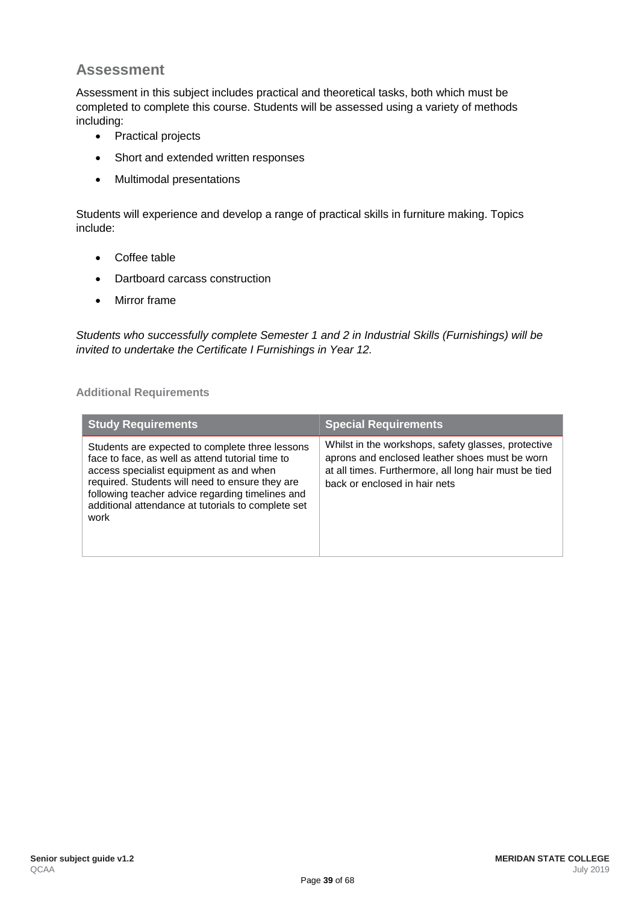## Assessment

Assessment in this subject includes practical and theoretical tasks, both which must be completed to complete this course. Students will be assessed using a variety of methods including:

- Practical projects
- Short and extended written responses
- Multimodal presentations

Students will experience and develop a range of practical skills in furniture making. Topics include:

- Coffee table
- Dartboard carcass construction
- Mirror frame

*Students who successfully complete Semester 1 and 2 in Industrial Skills (Furnishings) will be invited to undertake the Certificate I Furnishings in Year 12.*

#### Additional Requirements

| Study Requirements | Special Requirements |
|---|---|
| Students are expected to complete three lessons face to face, as well as attend tutorial time to access specialist equipment as and when required. Students will need to ensure they are following teacher advice regarding timelines and additional attendance at tutorials to complete set work | Whilst in the workshops, safety glasses, protective aprons and enclosed leather shoes must be worn at all times. Furthermore, all long hair must be tied back or enclosed in hair nets |